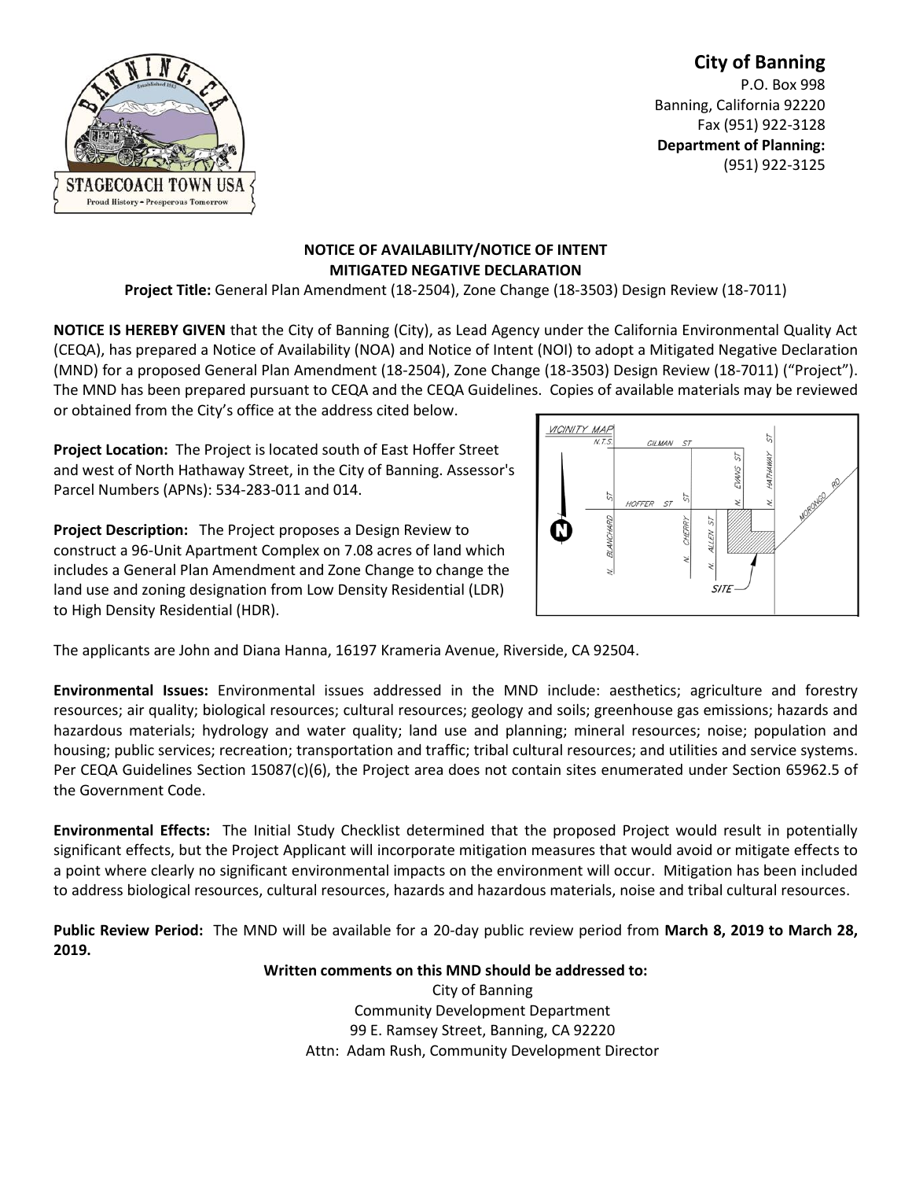**City of Banning**
P.O. Box 998
Banning, California 92220
Fax (951) 922-3128
**Department of Planning:**
(951) 922-3125

## NOTICE OF AVAILABILITY/NOTICE OF INTENT
## MITIGATED NEGATIVE DECLARATION

**Project Title:** General Plan Amendment (18-2504), Zone Change (18-3503) Design Review (18-7011)

**NOTICE IS HEREBY GIVEN** that the City of Banning (City), as Lead Agency under the California Environmental Quality Act (CEQA), has prepared a Notice of Availability (NOA) and Notice of Intent (NOI) to adopt a Mitigated Negative Declaration (MND) for a proposed General Plan Amendment (18-2504), Zone Change (18-3503) Design Review (18-7011) ("Project"). The MND has been prepared pursuant to CEQA and the CEQA Guidelines. Copies of available materials may be reviewed or obtained from the City's office at the address cited below.

**Project Location:** The Project is located south of East Hoffer Street and west of North Hathaway Street, in the City of Banning. Assessor's Parcel Numbers (APNs): 534-283-011 and 014.

**Project Description:** The Project proposes a Design Review to construct a 96-Unit Apartment Complex on 7.08 acres of land which includes a General Plan Amendment and Zone Change to change the land use and zoning designation from Low Density Residential (LDR) to High Density Residential (HDR).

VICINITY MAP
N.T.S.
GILMAN ST
HOFFER ST
N. BLANCHARD ST
N. CHERRY ST
N. ALLEN ST
N. EVANS ST
N. HATHAWAY ST
MORONGO RD
SITE

The applicants are John and Diana Hanna, 16197 Krameria Avenue, Riverside, CA 92504.

**Environmental Issues:** Environmental issues addressed in the MND include: aesthetics; agriculture and forestry resources; air quality; biological resources; cultural resources; geology and soils; greenhouse gas emissions; hazards and hazardous materials; hydrology and water quality; land use and planning; mineral resources; noise; population and housing; public services; recreation; transportation and traffic; tribal cultural resources; and utilities and service systems. Per CEQA Guidelines Section 15087(c)(6), the Project area does not contain sites enumerated under Section 65962.5 of the Government Code.

**Environmental Effects:** The Initial Study Checklist determined that the proposed Project would result in potentially significant effects, but the Project Applicant will incorporate mitigation measures that would avoid or mitigate effects to a point where clearly no significant environmental impacts on the environment will occur. Mitigation has been included to address biological resources, cultural resources, hazards and hazardous materials, noise and tribal cultural resources.

**Public Review Period:** The MND will be available for a 20-day public review period from **March 8, 2019 to March 28, 2019.**

**Written comments on this MND should be addressed to:**

City of Banning
Community Development Department
99 E. Ramsey Street, Banning, CA 92220
Attn: Adam Rush, Community Development Director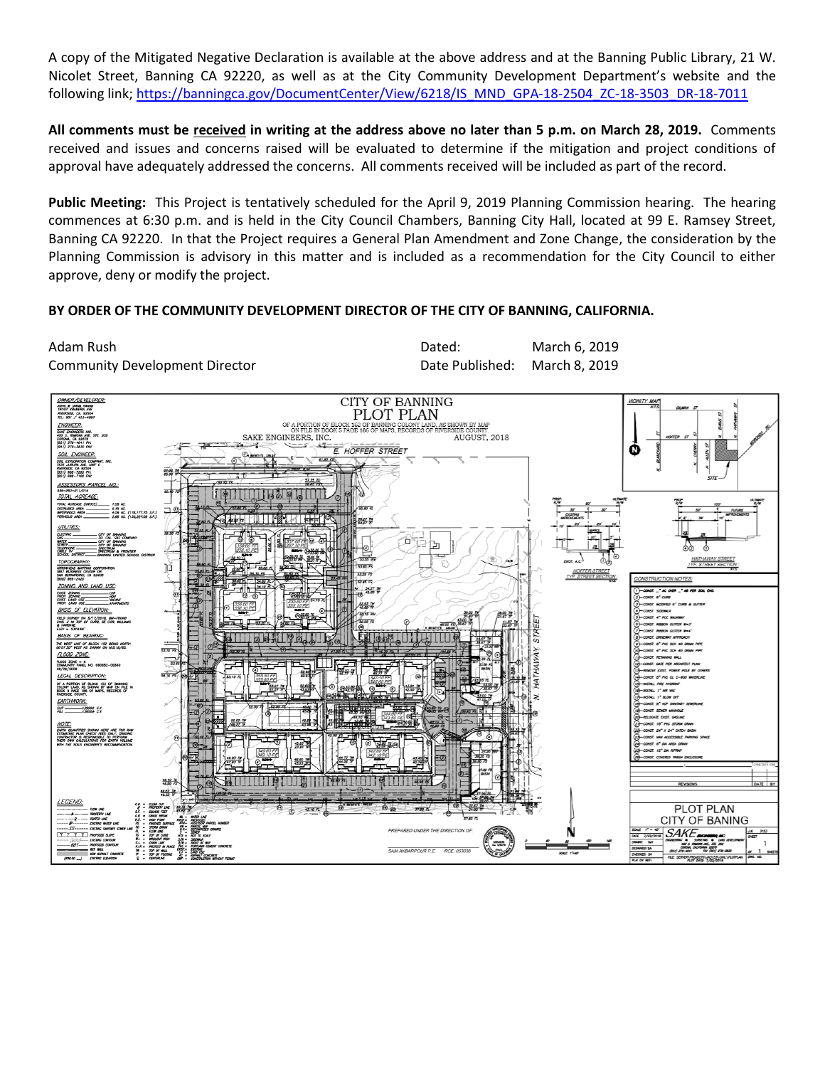A copy of the Mitigated Negative Declaration is available at the above address and at the Banning Public Library, 21 W. Nicolet Street, Banning CA 92220, as well as at the City Community Development Department's website and the following link; https://banningca.gov/DocumentCenter/View/6218/IS_MND_GPA-18-2504_ZC-18-3503_DR-18-7011

**All comments must be received in writing at the address above no later than 5 p.m. on March 28, 2019.** Comments received and issues and concerns raised will be evaluated to determine if the mitigation and project conditions of approval have adequately addressed the concerns. All comments received will be included as part of the record.

**Public Meeting:** This Project is tentatively scheduled for the April 9, 2019 Planning Commission hearing. The hearing commences at 6:30 p.m. and is held in the City Council Chambers, Banning City Hall, located at 99 E. Ramsey Street, Banning CA 92220. In that the Project requires a General Plan Amendment and Zone Change, the consideration by the Planning Commission is advisory in this matter and is included as a recommendation for the City Council to either approve, deny or modify the project.

**BY ORDER OF THE COMMUNITY DEVELOPMENT DIRECTOR OF THE CITY OF BANNING, CALIFORNIA.**

Adam Rush
Community Development Director

Dated: March 6, 2019
Date Published: March 8, 2019

CITY OF BANNING
PLOT PLAN
OF A PORTION OF BLOCK 152 OF BANNING COLONY LAND, AS SHOWN BY MAP ON FILE IN BOOK 5 PAGE 186 OF MAPS, RECORDS OF RIVERSIDE COUNTY.
SAKE ENGINEERS, INC. AUGUST, 2018

E. HOFFER STREET

N. HATHAWAY STREET

HOFFER STREET TYP. STREET SECTION

HATHAWAY STREET TYP. STREET SECTION

VICINITY MAP

SITE

CONSTRUCTION NOTES:

PLOT PLAN
CITY OF BANING

PREPARED UNDER THE DIRECTION OF:

SAM AKBARPOUR P.E. RCE. 033036